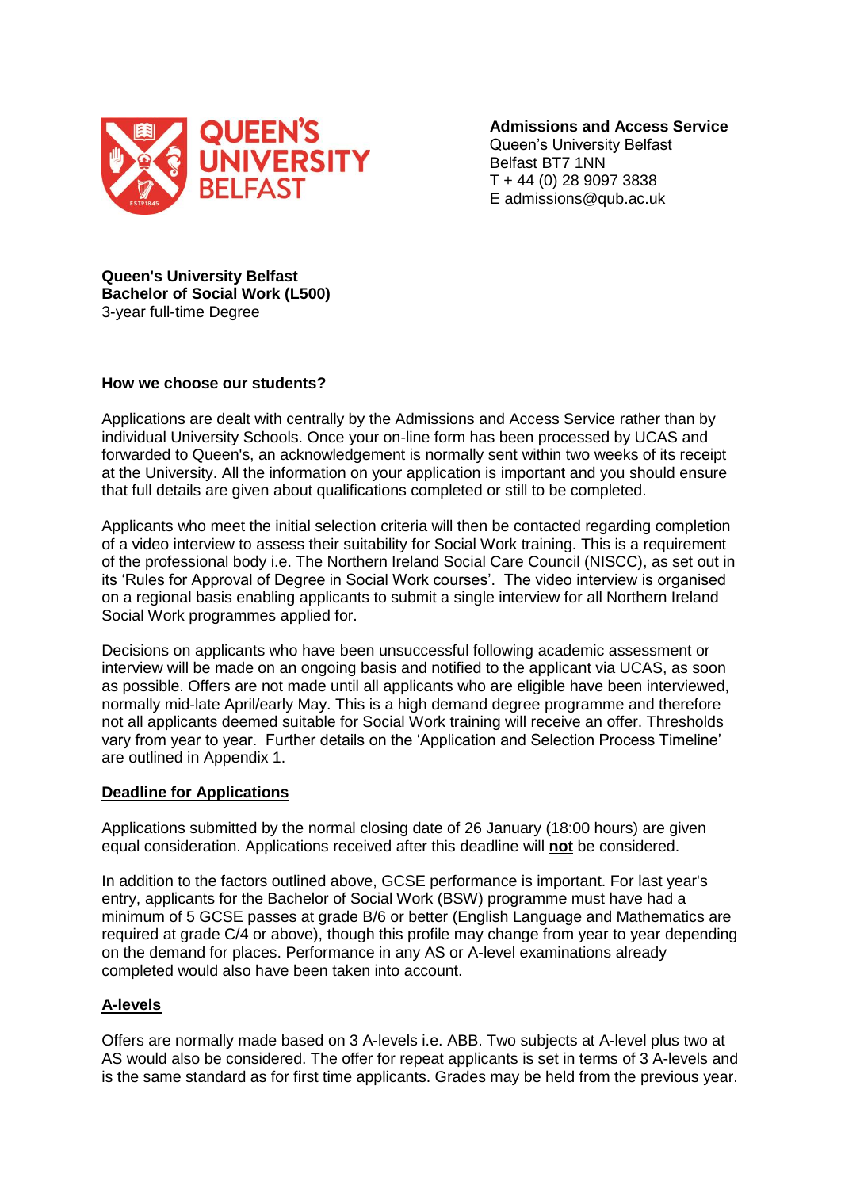**Admissions and Access Service**
Queen's University Belfast
Belfast BT7 1NN
T + 44 (0) 28 9097 3838
E admissions@qub.ac.uk

**Queen's University Belfast**
**Bachelor of Social Work (L500)**
3-year full-time Degree

### How we choose our students?

Applications are dealt with centrally by the Admissions and Access Service rather than by individual University Schools. Once your on-line form has been processed by UCAS and forwarded to Queen's, an acknowledgement is normally sent within two weeks of its receipt at the University. All the information on your application is important and you should ensure that full details are given about qualifications completed or still to be completed.

Applicants who meet the initial selection criteria will then be contacted regarding completion of a video interview to assess their suitability for Social Work training. This is a requirement of the professional body i.e. The Northern Ireland Social Care Council (NISCC), as set out in its 'Rules for Approval of Degree in Social Work courses'. The video interview is organised on a regional basis enabling applicants to submit a single interview for all Northern Ireland Social Work programmes applied for.

Decisions on applicants who have been unsuccessful following academic assessment or interview will be made on an ongoing basis and notified to the applicant via UCAS, as soon as possible. Offers are not made until all applicants who are eligible have been interviewed, normally mid-late April/early May. This is a high demand degree programme and therefore not all applicants deemed suitable for Social Work training will receive an offer. Thresholds vary from year to year. Further details on the 'Application and Selection Process Timeline' are outlined in Appendix 1.

### Deadline for Applications

Applications submitted by the normal closing date of 26 January (18:00 hours) are given equal consideration. Applications received after this deadline will **not** be considered.

In addition to the factors outlined above, GCSE performance is important. For last year's entry, applicants for the Bachelor of Social Work (BSW) programme must have had a minimum of 5 GCSE passes at grade B/6 or better (English Language and Mathematics are required at grade C/4 or above), though this profile may change from year to year depending on the demand for places. Performance in any AS or A-level examinations already completed would also have been taken into account.

### A-levels

Offers are normally made based on 3 A-levels i.e. ABB. Two subjects at A-level plus two at AS would also be considered. The offer for repeat applicants is set in terms of 3 A-levels and is the same standard as for first time applicants. Grades may be held from the previous year.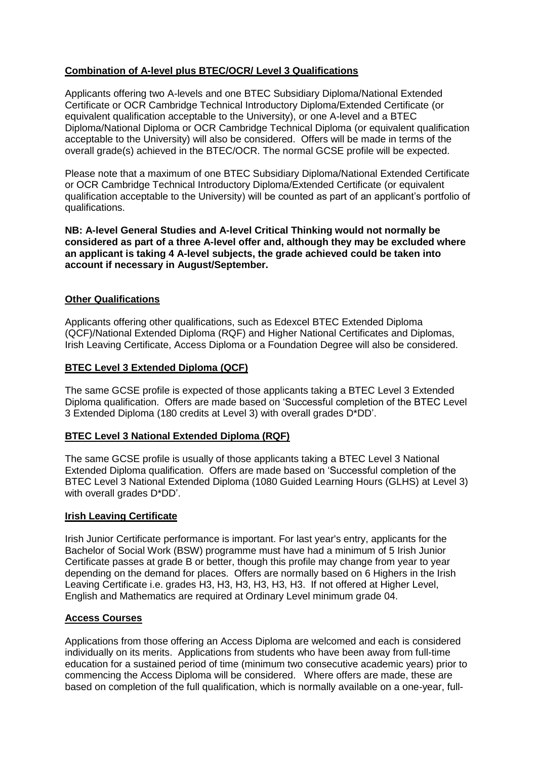## Combination of A-level plus BTEC/OCR/ Level 3 Qualifications

Applicants offering two A-levels and one BTEC Subsidiary Diploma/National Extended Certificate or OCR Cambridge Technical Introductory Diploma/Extended Certificate (or equivalent qualification acceptable to the University), or one A-level and a BTEC Diploma/National Diploma or OCR Cambridge Technical Diploma (or equivalent qualification acceptable to the University) will also be considered. Offers will be made in terms of the overall grade(s) achieved in the BTEC/OCR. The normal GCSE profile will be expected.

Please note that a maximum of one BTEC Subsidiary Diploma/National Extended Certificate or OCR Cambridge Technical Introductory Diploma/Extended Certificate (or equivalent qualification acceptable to the University) will be counted as part of an applicant's portfolio of qualifications.

**NB: A-level General Studies and A-level Critical Thinking would not normally be considered as part of a three A-level offer and, although they may be excluded where an applicant is taking 4 A-level subjects, the grade achieved could be taken into account if necessary in August/September.**

## Other Qualifications

Applicants offering other qualifications, such as Edexcel BTEC Extended Diploma (QCF)/National Extended Diploma (RQF) and Higher National Certificates and Diplomas, Irish Leaving Certificate, Access Diploma or a Foundation Degree will also be considered.

## BTEC Level 3 Extended Diploma (QCF)

The same GCSE profile is expected of those applicants taking a BTEC Level 3 Extended Diploma qualification. Offers are made based on 'Successful completion of the BTEC Level 3 Extended Diploma (180 credits at Level 3) with overall grades D*DD'.

## BTEC Level 3 National Extended Diploma (RQF)

The same GCSE profile is usually of those applicants taking a BTEC Level 3 National Extended Diploma qualification. Offers are made based on 'Successful completion of the BTEC Level 3 National Extended Diploma (1080 Guided Learning Hours (GLHS) at Level 3) with overall grades D*DD'.

## Irish Leaving Certificate

Irish Junior Certificate performance is important. For last year's entry, applicants for the Bachelor of Social Work (BSW) programme must have had a minimum of 5 Irish Junior Certificate passes at grade B or better, though this profile may change from year to year depending on the demand for places. Offers are normally based on 6 Highers in the Irish Leaving Certificate i.e. grades H3, H3, H3, H3, H3, H3. If not offered at Higher Level, English and Mathematics are required at Ordinary Level minimum grade 04.

## Access Courses

Applications from those offering an Access Diploma are welcomed and each is considered individually on its merits. Applications from students who have been away from full-time education for a sustained period of time (minimum two consecutive academic years) prior to commencing the Access Diploma will be considered. Where offers are made, these are based on completion of the full qualification, which is normally available on a one-year, full-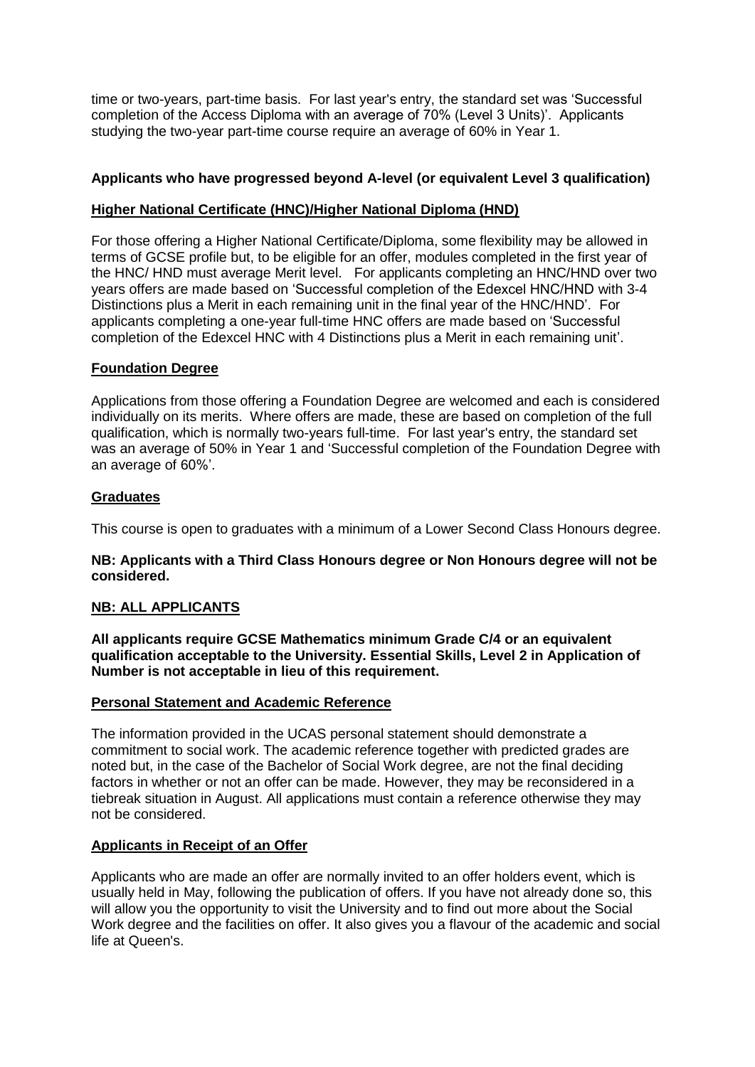time or two-years, part-time basis. For last year's entry, the standard set was 'Successful completion of the Access Diploma with an average of 70% (Level 3 Units)'. Applicants studying the two-year part-time course require an average of 60% in Year 1.

**Applicants who have progressed beyond A-level (or equivalent Level 3 qualification)**

**Higher National Certificate (HNC)/Higher National Diploma (HND)**

For those offering a Higher National Certificate/Diploma, some flexibility may be allowed in terms of GCSE profile but, to be eligible for an offer, modules completed in the first year of the HNC/ HND must average Merit level. For applicants completing an HNC/HND over two years offers are made based on 'Successful completion of the Edexcel HNC/HND with 3-4 Distinctions plus a Merit in each remaining unit in the final year of the HNC/HND'. For applicants completing a one-year full-time HNC offers are made based on 'Successful completion of the Edexcel HNC with 4 Distinctions plus a Merit in each remaining unit'.

**Foundation Degree**

Applications from those offering a Foundation Degree are welcomed and each is considered individually on its merits. Where offers are made, these are based on completion of the full qualification, which is normally two-years full-time. For last year's entry, the standard set was an average of 50% in Year 1 and 'Successful completion of the Foundation Degree with an average of 60%'.

**Graduates**

This course is open to graduates with a minimum of a Lower Second Class Honours degree.

**NB: Applicants with a Third Class Honours degree or Non Honours degree will not be considered.**

**NB: ALL APPLICANTS**

**All applicants require GCSE Mathematics minimum Grade C/4 or an equivalent qualification acceptable to the University. Essential Skills, Level 2 in Application of Number is not acceptable in lieu of this requirement.**

**Personal Statement and Academic Reference**

The information provided in the UCAS personal statement should demonstrate a commitment to social work. The academic reference together with predicted grades are noted but, in the case of the Bachelor of Social Work degree, are not the final deciding factors in whether or not an offer can be made. However, they may be reconsidered in a tiebreak situation in August. All applications must contain a reference otherwise they may not be considered.

**Applicants in Receipt of an Offer**

Applicants who are made an offer are normally invited to an offer holders event, which is usually held in May, following the publication of offers. If you have not already done so, this will allow you the opportunity to visit the University and to find out more about the Social Work degree and the facilities on offer. It also gives you a flavour of the academic and social life at Queen's.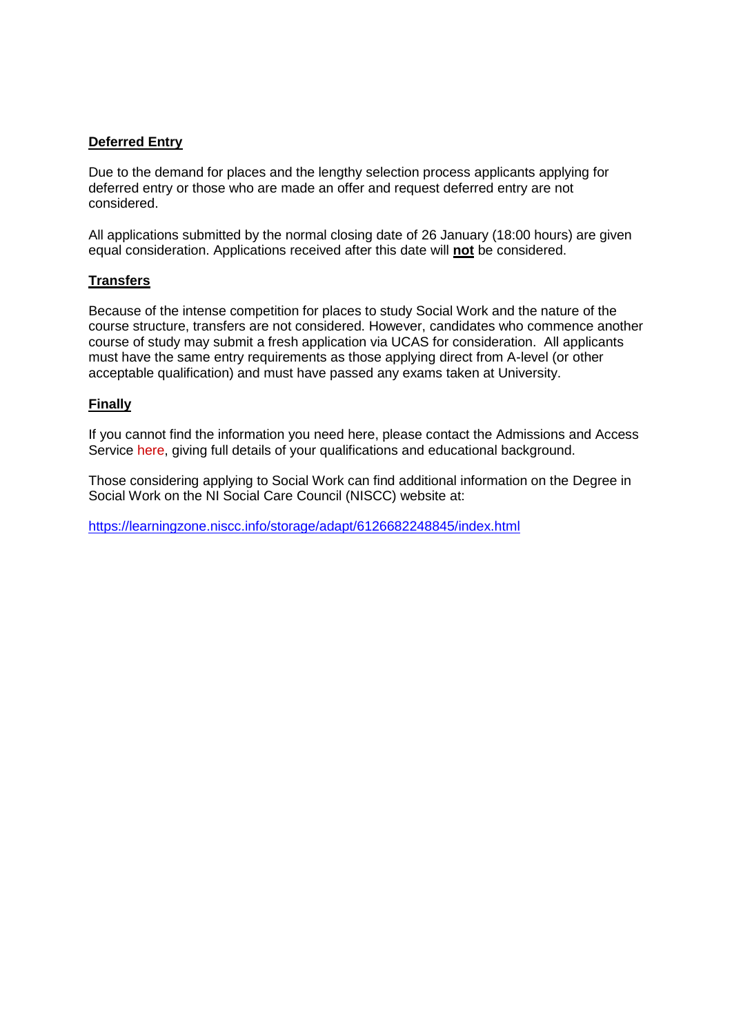## Deferred Entry

Due to the demand for places and the lengthy selection process applicants applying for deferred entry or those who are made an offer and request deferred entry are not considered.

All applications submitted by the normal closing date of 26 January (18:00 hours) are given equal consideration. Applications received after this date will **not** be considered.

## Transfers

Because of the intense competition for places to study Social Work and the nature of the course structure, transfers are not considered. However, candidates who commence another course of study may submit a fresh application via UCAS for consideration. All applicants must have the same entry requirements as those applying direct from A-level (or other acceptable qualification) and must have passed any exams taken at University.

## Finally

If you cannot find the information you need here, please contact the Admissions and Access Service here, giving full details of your qualifications and educational background.

Those considering applying to Social Work can find additional information on the Degree in Social Work on the NI Social Care Council (NISCC) website at:

https://learningzone.niscc.info/storage/adapt/6126682248845/index.html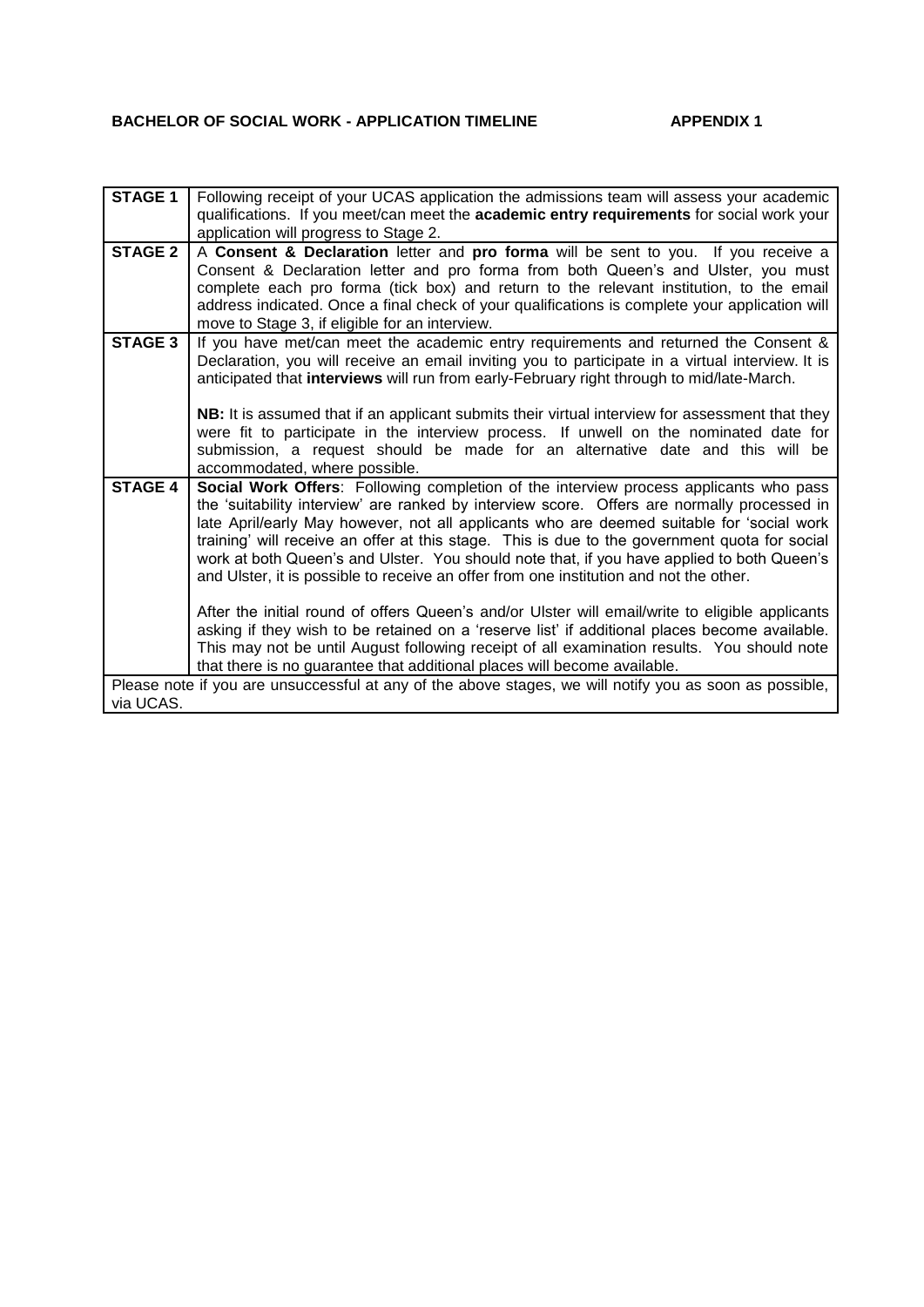**BACHELOR OF SOCIAL WORK - APPLICATION TIMELINE** **APPENDIX 1**

| | |
|---|---|
| **STAGE 1** | Following receipt of your UCAS application the admissions team will assess your academic qualifications. If you meet/can meet the **academic entry requirements** for social work your application will progress to Stage 2. |
| **STAGE 2** | A **Consent & Declaration** letter and **pro forma** will be sent to you. If you receive a Consent & Declaration letter and pro forma from both Queen's and Ulster, you must complete each pro forma (tick box) and return to the relevant institution, to the email address indicated. Once a final check of your qualifications is complete your application will move to Stage 3, if eligible for an interview. |
| **STAGE 3** | If you have met/can meet the academic entry requirements and returned the Consent & Declaration, you will receive an email inviting you to participate in a virtual interview. It is anticipated that **interviews** will run from early-February right through to mid/late-March.<br><br>**NB:** It is assumed that if an applicant submits their virtual interview for assessment that they were fit to participate in the interview process. If unwell on the nominated date for submission, a request should be made for an alternative date and this will be accommodated, where possible. |
| **STAGE 4** | **Social Work Offers**: Following completion of the interview process applicants who pass the 'suitability interview' are ranked by interview score. Offers are normally processed in late April/early May however, not all applicants who are deemed suitable for 'social work training' will receive an offer at this stage. This is due to the government quota for social work at both Queen's and Ulster. You should note that, if you have applied to both Queen's and Ulster, it is possible to receive an offer from one institution and not the other.<br><br>After the initial round of offers Queen's and/or Ulster will email/write to eligible applicants asking if they wish to be retained on a 'reserve list' if additional places become available. This may not be until August following receipt of all examination results. You should note that there is no guarantee that additional places will become available. |
| Please note if you are unsuccessful at any of the above stages, we will notify you as soon as possible, via UCAS. | |